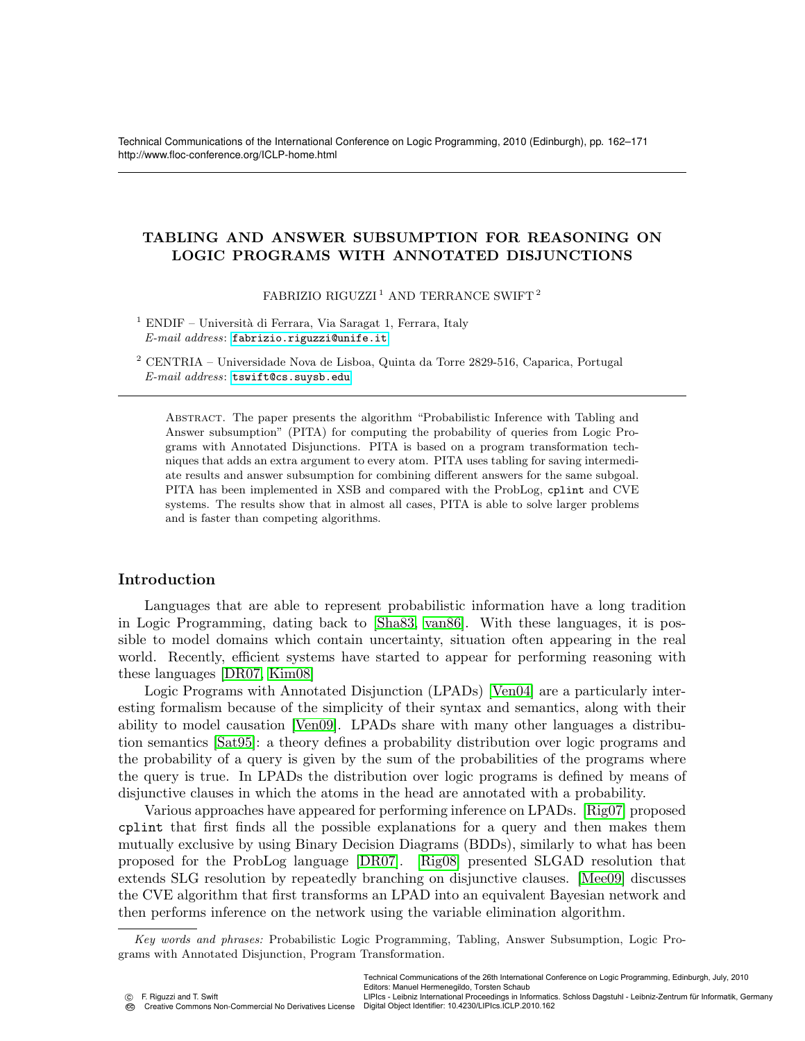# TABLING AND ANSWER SUBSUMPTION FOR REASONING ON LOGIC PROGRAMS WITH ANNOTATED DISJUNCTIONS

FABRIZIO RIGUZZI [1] AND TERRANCE SWIFT [2]

[1] ENDIF – Università di Ferrara, Via Saragat 1, Ferrara, Italy
*E-mail address*: fabrizio.riguzzi@unife.it

[2] CENTRIA – Universidade Nova de Lisboa, Quinta da Torre 2829-516, Caparica, Portugal
*E-mail address*: tswift@cs.suysb.edu

Abstract. The paper presents the algorithm "Probabilistic Inference with Tabling and Answer subsumption" (PITA) for computing the probability of queries from Logic Programs with Annotated Disjunctions. PITA is based on a program transformation techniques that adds an extra argument to every atom. PITA uses tabling for saving intermediate results and answer subsumption for combining different answers for the same subgoal. PITA has been implemented in XSB and compared with the ProbLog, `cplint` and CVE systems. The results show that in almost all cases, PITA is able to solve larger problems and is faster than competing algorithms.

## Introduction

Languages that are able to represent probabilistic information have a long tradition in Logic Programming, dating back to [Sha83, van86]. With these languages, it is possible to model domains which contain uncertainty, situation often appearing in the real world. Recently, efficient systems have started to appear for performing reasoning with these languages [DR07, Kim08]

Logic Programs with Annotated Disjunction (LPADs) [Ven04] are a particularly interesting formalism because of the simplicity of their syntax and semantics, along with their ability to model causation [Ven09]. LPADs share with many other languages a distribution semantics [Sat95]: a theory defines a probability distribution over logic programs and the probability of a query is given by the sum of the probabilities of the programs where the query is true. In LPADs the distribution over logic programs is defined by means of disjunctive clauses in which the atoms in the head are annotated with a probability.

Various approaches have appeared for performing inference on LPADs. [Rig07] proposed `cplint` that first finds all the possible explanations for a query and then makes them mutually exclusive by using Binary Decision Diagrams (BDDs), similarly to what has been proposed for the ProbLog language [DR07]. [Rig08] presented SLGAD resolution that extends SLG resolution by repeatedly branching on disjunctive clauses. [Mee09] discusses the CVE algorithm that first transforms an LPAD into an equivalent Bayesian network and then performs inference on the network using the variable elimination algorithm.

*Key words and phrases:* Probabilistic Logic Programming, Tabling, Answer Subsumption, Logic Programs with Annotated Disjunction, Program Transformation.

Technical Communications of the 26th International Conference on Logic Programming, Edinburgh, July, 2010
Editors: Manuel Hermenegildo, Torsten Schaub
LIPIcs - Leibniz International Proceedings in Informatics. Schloss Dagstuhl - Leibniz-Zentrum für Informatik, Germany
Digital Object Identifier: 10.4230/LIPIcs.ICLP.2010.162

© F. Riguzzi and T. Swift
Creative Commons Non-Commercial No Derivatives License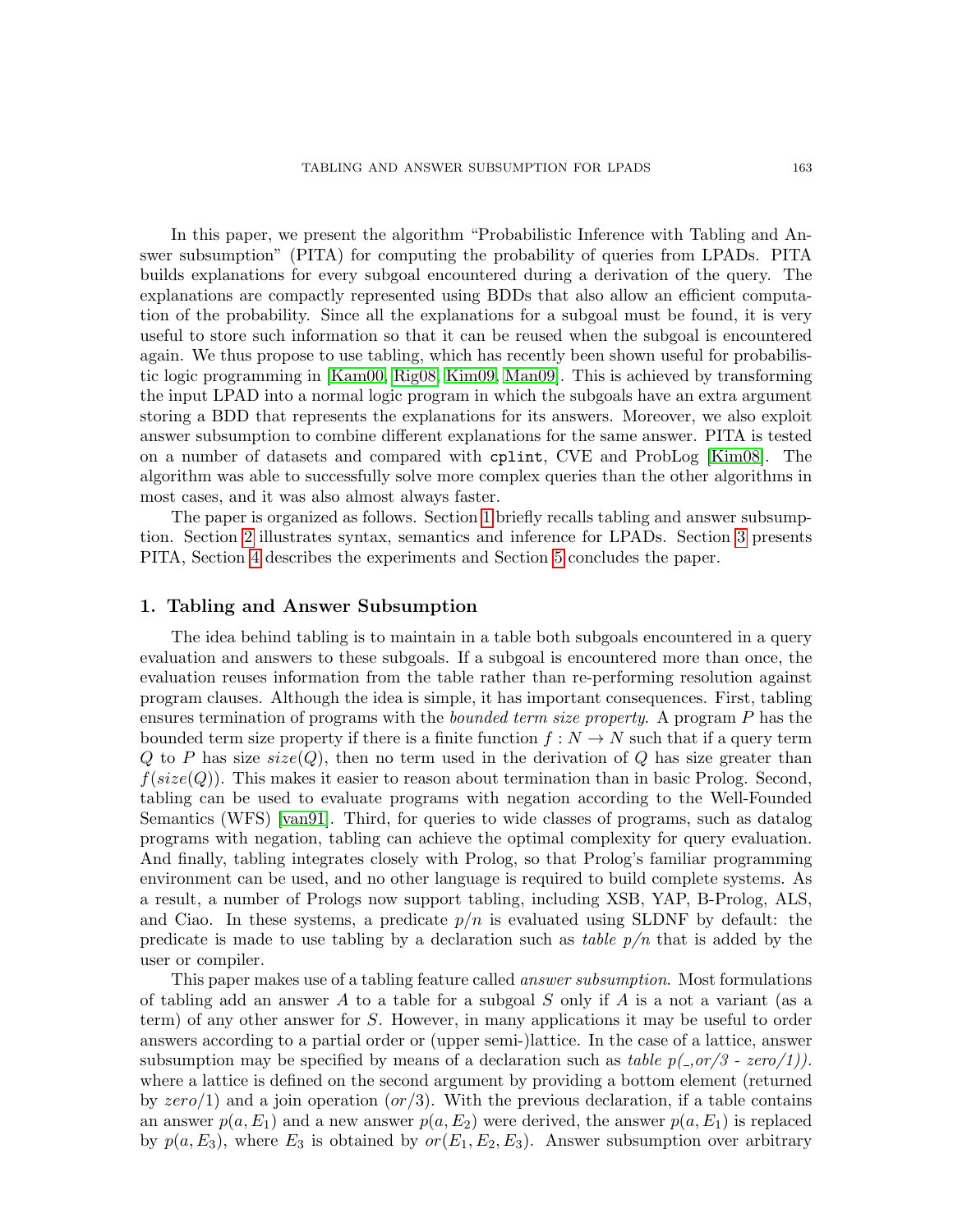In this paper, we present the algorithm "Probabilistic Inference with Tabling and Answer subsumption" (PITA) for computing the probability of queries from LPADs. PITA builds explanations for every subgoal encountered during a derivation of the query. The explanations are compactly represented using BDDs that also allow an efficient computation of the probability. Since all the explanations for a subgoal must be found, it is very useful to store such information so that it can be reused when the subgoal is encountered again. We thus propose to use tabling, which has recently been shown useful for probabilistic logic programming in [Kam00, Rig08, Kim09, Man09]. This is achieved by transforming the input LPAD into a normal logic program in which the subgoals have an extra argument storing a BDD that represents the explanations for its answers. Moreover, we also exploit answer subsumption to combine different explanations for the same answer. PITA is tested on a number of datasets and compared with `cplint`, CVE and ProbLog [Kim08]. The algorithm was able to successfully solve more complex queries than the other algorithms in most cases, and it was also almost always faster.

The paper is organized as follows. Section 1 briefly recalls tabling and answer subsumption. Section 2 illustrates syntax, semantics and inference for LPADs. Section 3 presents PITA, Section 4 describes the experiments and Section 5 concludes the paper.

## 1. Tabling and Answer Subsumption

The idea behind tabling is to maintain in a table both subgoals encountered in a query evaluation and answers to these subgoals. If a subgoal is encountered more than once, the evaluation reuses information from the table rather than re-performing resolution against program clauses. Although the idea is simple, it has important consequences. First, tabling ensures termination of programs with the *bounded term size property*. A program $P$ has the bounded term size property if there is a finite function $f : N \to N$ such that if a query term $Q$ to $P$ has size $size(Q)$, then no term used in the derivation of $Q$ has size greater than $f(size(Q))$. This makes it easier to reason about termination than in basic Prolog. Second, tabling can be used to evaluate programs with negation according to the Well-Founded Semantics (WFS) [van91]. Third, for queries to wide classes of programs, such as datalog programs with negation, tabling can achieve the optimal complexity for query evaluation. And finally, tabling integrates closely with Prolog, so that Prolog's familiar programming environment can be used, and no other language is required to build complete systems. As a result, a number of Prologs now support tabling, including XSB, YAP, B-Prolog, ALS, and Ciao. In these systems, a predicate $p/n$ is evaluated using SLDNF by default: the predicate is made to use tabling by a declaration such as *table p/n* that is added by the user or compiler.

This paper makes use of a tabling feature called *answer subsumption*. Most formulations of tabling add an answer $A$ to a table for a subgoal $S$ only if $A$ is a not a variant (as a term) of any other answer for $S$. However, in many applications it may be useful to order answers according to a partial order or (upper semi-)lattice. In the case of a lattice, answer subsumption may be specified by means of a declaration such as *table p(_,or/3 - zero/1)).* where a lattice is defined on the second argument by providing a bottom element (returned by $zero/1$) and a join operation ($or/3$). With the previous declaration, if a table contains an answer $p(a, E_1)$ and a new answer $p(a, E_2)$ were derived, the answer $p(a, E_1)$ is replaced by $p(a, E_3)$, where $E_3$ is obtained by $or(E_1, E_2, E_3)$. Answer subsumption over arbitrary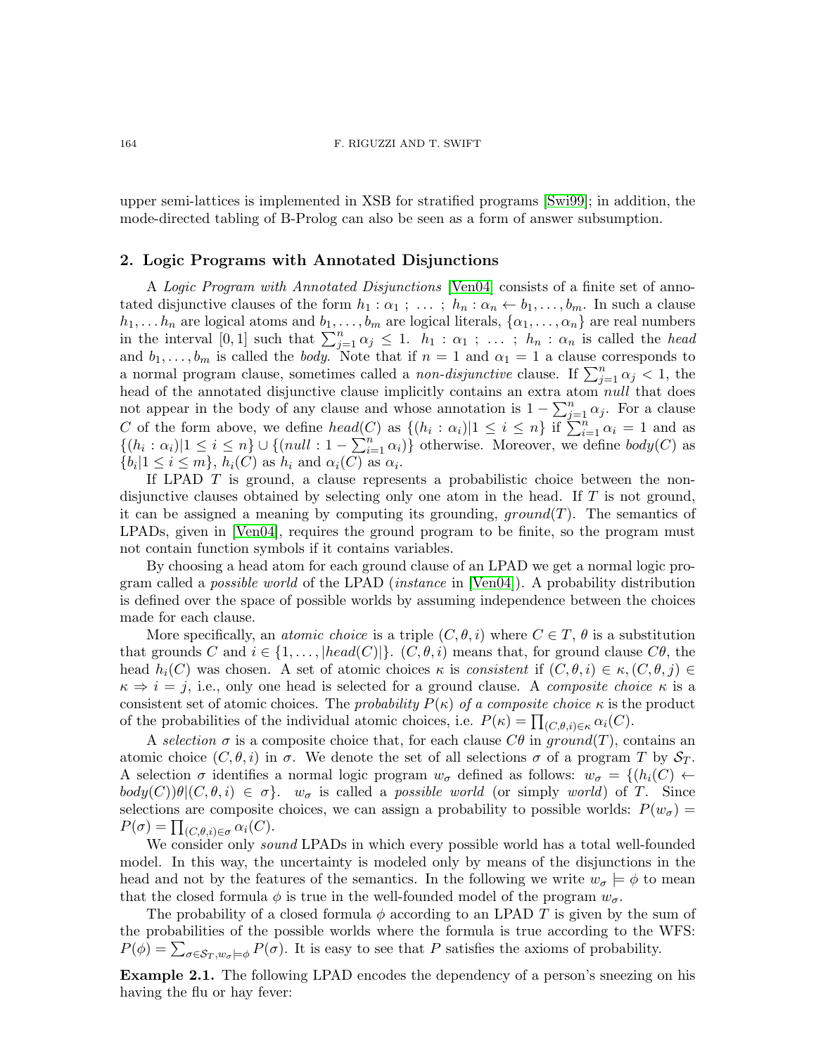upper semi-lattices is implemented in XSB for stratified programs [Swi99]; in addition, the mode-directed tabling of B-Prolog can also be seen as a form of answer subsumption.

## 2. Logic Programs with Annotated Disjunctions

A *Logic Program with Annotated Disjunctions* [Ven04] consists of a finite set of annotated disjunctive clauses of the form $h_1 : \alpha_1 \; ; \; \dots \; ; \; h_n : \alpha_n \leftarrow b_1, \dots, b_m$. In such a clause $h_1, \dots h_n$ are logical atoms and $b_1, \dots, b_m$ are logical literals, $\{\alpha_1, \dots, \alpha_n\}$ are real numbers in the interval $[0, 1]$ such that $\sum_{j=1}^{n} \alpha_j \leq 1$. $h_1 : \alpha_1 \; ; \; \dots \; ; \; h_n : \alpha_n$ is called the *head* and $b_1, \dots, b_m$ is called the *body*. Note that if $n = 1$ and $\alpha_1 = 1$ a clause corresponds to a normal program clause, sometimes called a *non-disjunctive* clause. If $\sum_{j=1}^{n} \alpha_j < 1$, the head of the annotated disjunctive clause implicitly contains an extra atom *null* that does not appear in the body of any clause and whose annotation is $1 - \sum_{j=1}^{n} \alpha_j$. For a clause $C$ of the form above, we define $head(C)$ as $\{(h_i : \alpha_i) | 1 \leq i \leq n\}$ if $\sum_{i=1}^{n} \alpha_i = 1$ and as $\{(h_i : \alpha_i) | 1 \leq i \leq n\} \cup \{(null : 1 - \sum_{i=1}^{n} \alpha_i)\}$ otherwise. Moreover, we define $body(C)$ as $\{b_i | 1 \leq i \leq m\}$, $h_i(C)$ as $h_i$ and $\alpha_i(C)$ as $\alpha_i$.

If LPAD $T$ is ground, a clause represents a probabilistic choice between the non-disjunctive clauses obtained by selecting only one atom in the head. If $T$ is not ground, it can be assigned a meaning by computing its grounding, $ground(T)$. The semantics of LPADs, given in [Ven04], requires the ground program to be finite, so the program must not contain function symbols if it contains variables.

By choosing a head atom for each ground clause of an LPAD we get a normal logic program called a *possible world* of the LPAD (*instance* in [Ven04]). A probability distribution is defined over the space of possible worlds by assuming independence between the choices made for each clause.

More specifically, an *atomic choice* is a triple $(C, \theta, i)$ where $C \in T$, $\theta$ is a substitution that grounds $C$ and $i \in \{1, \dots, |head(C)|\}$. $(C, \theta, i)$ means that, for ground clause $C\theta$, the head $h_i(C)$ was chosen. A set of atomic choices $\kappa$ is *consistent* if $(C, \theta, i) \in \kappa, (C, \theta, j) \in \kappa \Rightarrow i = j$, i.e., only one head is selected for a ground clause. A *composite choice* $\kappa$ is a consistent set of atomic choices. The *probability* $P(\kappa)$ *of a composite choice* $\kappa$ is the product of the probabilities of the individual atomic choices, i.e. $P(\kappa) = \prod_{(C,\theta,i) \in \kappa} \alpha_i(C)$.

A *selection* $\sigma$ is a composite choice that, for each clause $C\theta$ in $ground(T)$, contains an atomic choice $(C, \theta, i)$ in $\sigma$. We denote the set of all selections $\sigma$ of a program $T$ by $\mathcal{S}_T$. A selection $\sigma$ identifies a normal logic program $w_\sigma$ defined as follows: $w_\sigma = \{(h_i(C) \leftarrow body(C))\theta | (C, \theta, i) \in \sigma\}$. $w_\sigma$ is called a *possible world* (or simply *world*) of $T$. Since selections are composite choices, we can assign a probability to possible worlds: $P(w_\sigma) = P(\sigma) = \prod_{(C,\theta,i) \in \sigma} \alpha_i(C)$.

We consider only *sound* LPADs in which every possible world has a total well-founded model. In this way, the uncertainty is modeled only by means of the disjunctions in the head and not by the features of the semantics. In the following we write $w_\sigma \models \phi$ to mean that the closed formula $\phi$ is true in the well-founded model of the program $w_\sigma$.

The probability of a closed formula $\phi$ according to an LPAD $T$ is given by the sum of the probabilities of the possible worlds where the formula is true according to the WFS: $P(\phi) = \sum_{\sigma \in \mathcal{S}_T, w_\sigma \models \phi} P(\sigma)$. It is easy to see that $P$ satisfies the axioms of probability.

**Example 2.1.** The following LPAD encodes the dependency of a person's sneezing on his having the flu or hay fever: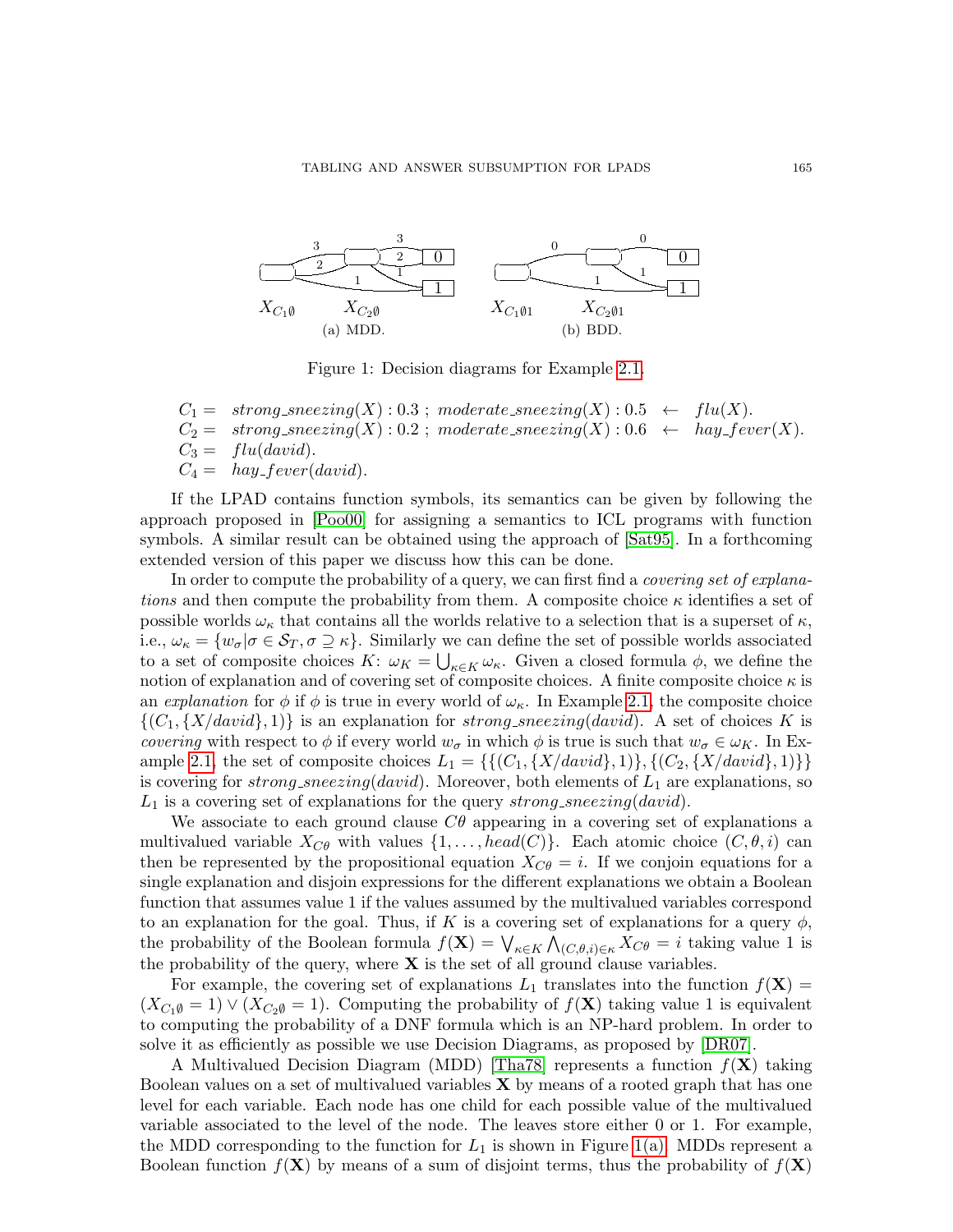Figure 1: Decision diagrams for Example 2.1. (a) MDD. (b) BDD.

$$
\begin{aligned}
C_1 = &\quad strong\_sneezing(X) : 0.3 \; ; \; moderate\_sneezing(X) : 0.5 \;\; \leftarrow \;\; flu(X).\\
C_2 = &\quad strong\_sneezing(X) : 0.2 \; ; \; moderate\_sneezing(X) : 0.6 \;\; \leftarrow \;\; hay\_fever(X).\\
C_3 = &\quad flu(david).\\
C_4 = &\quad hay\_fever(david).
\end{aligned}
$$

If the LPAD contains function symbols, its semantics can be given by following the approach proposed in [Poo00] for assigning a semantics to ICL programs with function symbols. A similar result can be obtained using the approach of [Sat95]. In a forthcoming extended version of this paper we discuss how this can be done.

In order to compute the probability of a query, we can first find a *covering set of explanations* and then compute the probability from them. A composite choice $\kappa$ identifies a set of possible worlds $\omega_\kappa$ that contains all the worlds relative to a selection that is a superset of $\kappa$, i.e., $\omega_\kappa = \{w_\sigma | \sigma \in \mathcal{S}_T, \sigma \supseteq \kappa\}$. Similarly we can define the set of possible worlds associated to a set of composite choices $K$: $\omega_K = \bigcup_{\kappa \in K} \omega_\kappa$. Given a closed formula $\phi$, we define the notion of explanation and of covering set of composite choices. A finite composite choice $\kappa$ is an *explanation* for $\phi$ if $\phi$ is true in every world of $\omega_\kappa$. In Example 2.1, the composite choice $\{(C_1, \{X/david\}, 1)\}$ is an explanation for $strong\_sneezing(david)$. A set of choices $K$ is *covering* with respect to $\phi$ if every world $w_\sigma$ in which $\phi$ is true is such that $w_\sigma \in \omega_K$. In Example 2.1, the set of composite choices $L_1 = \{\{(C_1, \{X/david\}, 1)\}, \{(C_2, \{X/david\}, 1)\}\}$ is covering for $strong\_sneezing(david)$. Moreover, both elements of $L_1$ are explanations, so $L_1$ is a covering set of explanations for the query $strong\_sneezing(david)$.

We associate to each ground clause $C\theta$ appearing in a covering set of explanations a multivalued variable $X_{C\theta}$ with values $\{1, \ldots, head(C)\}$. Each atomic choice $(C, \theta, i)$ can then be represented by the propositional equation $X_{C\theta} = i$. If we conjoin equations for a single explanation and disjoin expressions for the different explanations we obtain a Boolean function that assumes value 1 if the values assumed by the multivalued variables correspond to an explanation for the goal. Thus, if $K$ is a covering set of explanations for a query $\phi$, the probability of the Boolean formula $f(\mathbf{X}) = \bigvee_{\kappa \in K} \bigwedge_{(C,\theta,i) \in \kappa} X_{C\theta} = i$ taking value 1 is the probability of the query, where $\mathbf{X}$ is the set of all ground clause variables.

For example, the covering set of explanations $L_1$ translates into the function $f(\mathbf{X}) = (X_{C_1\emptyset} = 1) \vee (X_{C_2\emptyset} = 1)$. Computing the probability of $f(\mathbf{X})$ taking value 1 is equivalent to computing the probability of a DNF formula which is an NP-hard problem. In order to solve it as efficiently as possible we use Decision Diagrams, as proposed by [DR07].

A Multivalued Decision Diagram (MDD) [Tha78] represents a function $f(\mathbf{X})$ taking Boolean values on a set of multivalued variables $\mathbf{X}$ by means of a rooted graph that has one level for each variable. Each node has one child for each possible value of the multivalued variable associated to the level of the node. The leaves store either 0 or 1. For example, the MDD corresponding to the function for $L_1$ is shown in Figure 1(a). MDDs represent a Boolean function $f(\mathbf{X})$ by means of a sum of disjoint terms, thus the probability of $f(\mathbf{X})$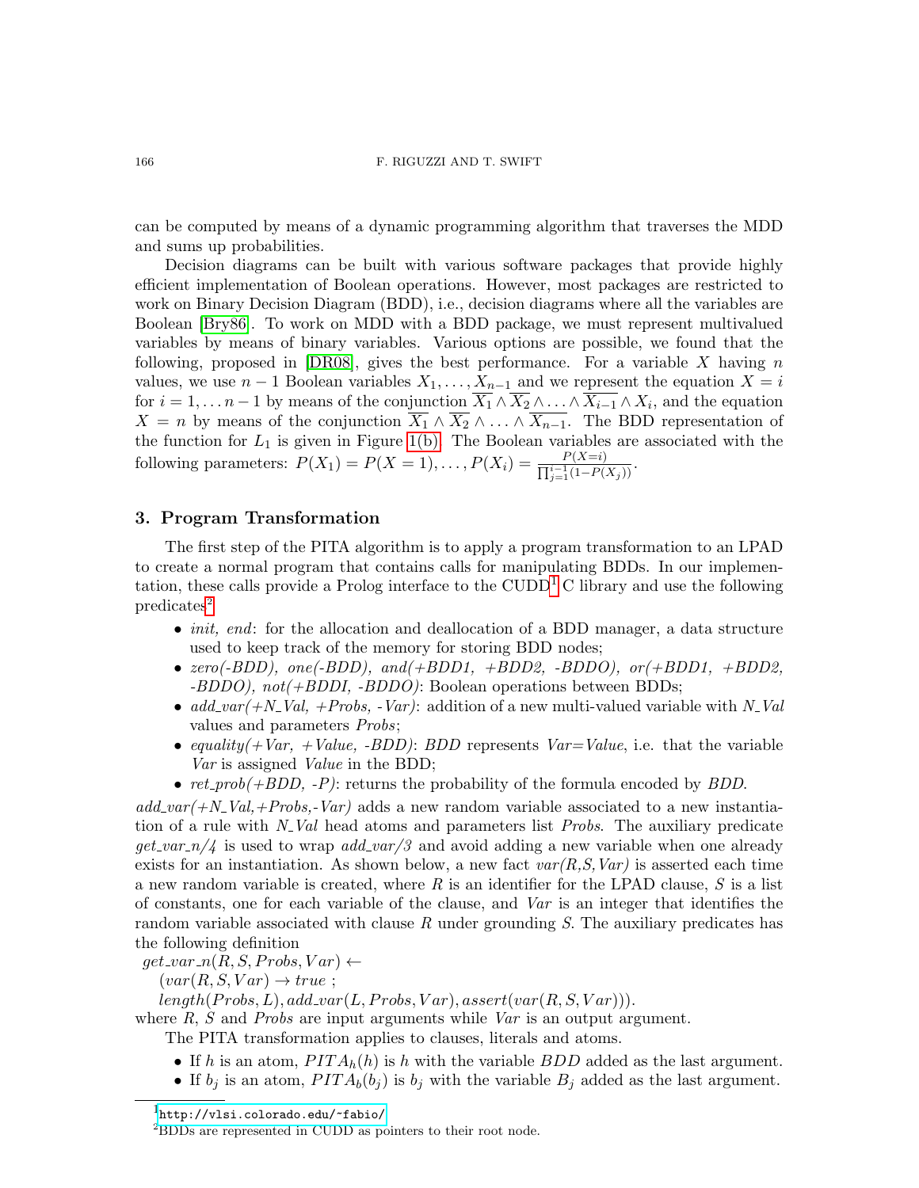can be computed by means of a dynamic programming algorithm that traverses the MDD and sums up probabilities.

Decision diagrams can be built with various software packages that provide highly efficient implementation of Boolean operations. However, most packages are restricted to work on Binary Decision Diagram (BDD), i.e., decision diagrams where all the variables are Boolean [Bry86]. To work on MDD with a BDD package, we must represent multivalued variables by means of binary variables. Various options are possible, we found that the following, proposed in [DR08], gives the best performance. For a variable $X$ having $n$ values, we use $n-1$ Boolean variables $X_1, \ldots, X_{n-1}$ and we represent the equation $X = i$ for $i = 1, \ldots n-1$ by means of the conjunction $\overline{X_1} \wedge \overline{X_2} \wedge \ldots \wedge \overline{X_{i-1}} \wedge X_i$, and the equation $X = n$ by means of the conjunction $\overline{X_1} \wedge \overline{X_2} \wedge \ldots \wedge \overline{X_{n-1}}$. The BDD representation of the function for $L_1$ is given in Figure 1(b). The Boolean variables are associated with the following parameters: $P(X_1) = P(X = 1), \ldots, P(X_i) = \frac{P(X=i)}{\prod_{j=1}^{i-1}(1-P(X_j))}$.

## 3. Program Transformation

The first step of the PITA algorithm is to apply a program transformation to an LPAD to create a normal program that contains calls for manipulating BDDs. In our implementation, these calls provide a Prolog interface to the CUDD[1] C library and use the following predicates[2]

- *init, end*: for the allocation and deallocation of a BDD manager, a data structure used to keep track of the memory for storing BDD nodes;
- *zero(-BDD), one(-BDD), and(+BDD1, +BDD2, -BDDO), or(+BDD1, +BDD2, -BDDO), not(+BDDI, -BDDO)*: Boolean operations between BDDs;
- *add_var(+N_Val, +Probs, -Var)*: addition of a new multi-valued variable with *N_Val* values and parameters *Probs*;
- *equality(+Var, +Value, -BDD)*: *BDD* represents *Var=Value*, i.e. that the variable *Var* is assigned *Value* in the BDD;
- *ret_prob(+BDD, -P)*: returns the probability of the formula encoded by *BDD*.

*add_var(+N_Val,+Probs,-Var)* adds a new random variable associated to a new instantiation of a rule with *N_Val* head atoms and parameters list *Probs*. The auxiliary predicate *get_var_n/4* is used to wrap *add_var/3* and avoid adding a new variable when one already exists for an instantiation. As shown below, a new fact *var(R,S,Var)* is asserted each time a new random variable is created, where *R* is an identifier for the LPAD clause, *S* is a list of constants, one for each variable of the clause, and *Var* is an integer that identifies the random variable associated with clause *R* under grounding *S*. The auxiliary predicates has the following definition

$get\_var\_n(R, S, Probs, Var) \leftarrow$
$\quad (var(R, S, Var) \rightarrow true\ ;$
$\quad length(Probs, L), add\_var(L, Probs, Var), assert(var(R, S, Var))).$

where *R*, *S* and *Probs* are input arguments while *Var* is an output argument.

The PITA transformation applies to clauses, literals and atoms.

- If $h$ is an atom, $PITA_h(h)$ is $h$ with the variable $BDD$ added as the last argument.
- If $b_j$ is an atom, $PITA_b(b_j)$ is $b_j$ with the variable $B_j$ added as the last argument.

[1] http://vlsi.colorado.edu/~fabio/

[2] BDDs are represented in CUDD as pointers to their root node.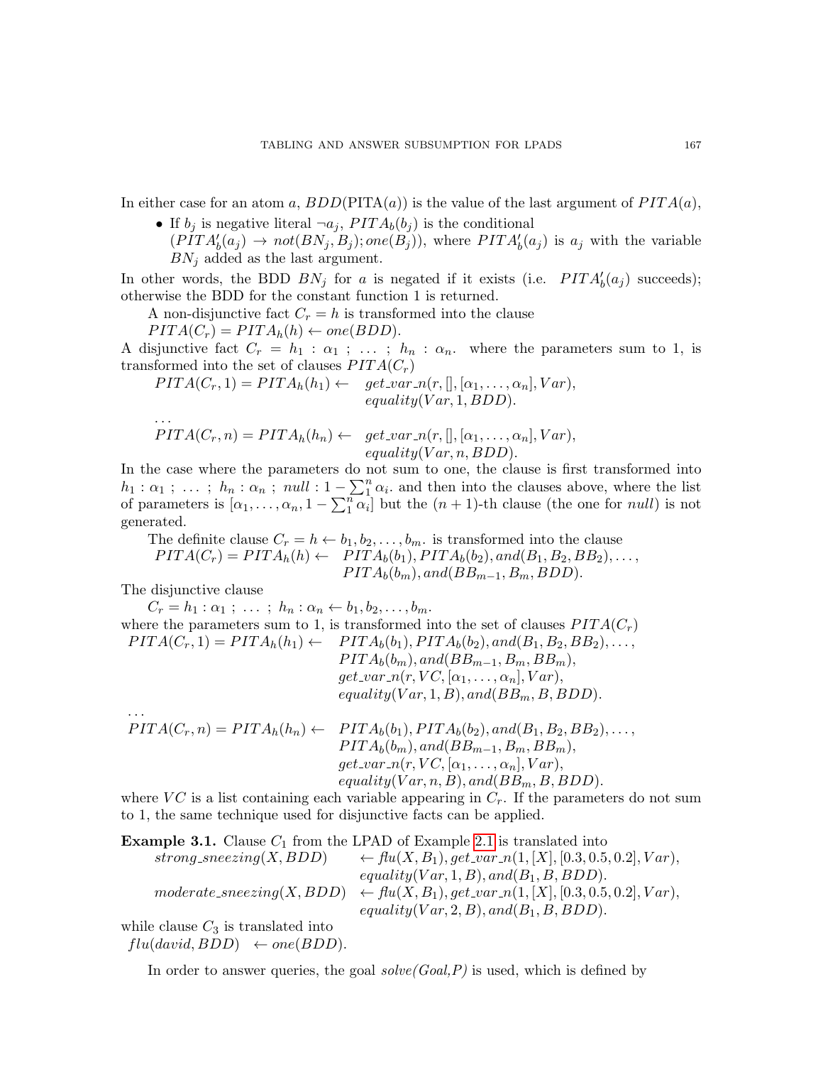In either case for an atom $a$, $BDD(\text{PITA}(a))$ is the value of the last argument of $PITA(a)$,

- If $b_j$ is negative literal $\neg a_j$, $PITA_b(b_j)$ is the conditional $(PITA'_b(a_j) \rightarrow not(BN_j, B_j); one(B_j))$, where $PITA'_b(a_j)$ is $a_j$ with the variable $BN_j$ added as the last argument.

In other words, the BDD $BN_j$ for $a$ is negated if it exists (i.e. $PITA'_b(a_j)$ succeeds); otherwise the BDD for the constant function 1 is returned.

A non-disjunctive fact $C_r = h$ is transformed into the clause

$PITA(C_r) = PITA_h(h) \leftarrow one(BDD).$

A disjunctive fact $C_r = h_1 : \alpha_1 \; ; \; \dots \; ; \; h_n : \alpha_n.$ where the parameters sum to 1, is transformed into the set of clauses $PITA(C_r)$

$$
\begin{aligned}
PITA(C_r, 1) = PITA_h(h_1) \leftarrow \quad & get\_var\_n(r, [], [\alpha_1, \dots, \alpha_n], Var),\\
& equality(Var, 1, BDD).\\
\dots & \\
PITA(C_r, n) = PITA_h(h_n) \leftarrow \quad & get\_var\_n(r, [], [\alpha_1, \dots, \alpha_n], Var),\\
& equality(Var, n, BDD).
\end{aligned}
$$

In the case where the parameters do not sum to one, the clause is first transformed into $h_1 : \alpha_1 \; ; \; \dots \; ; \; h_n : \alpha_n \; ; \; null : 1 - \sum_1^n \alpha_i.$ and then into the clauses above, where the list of parameters is $[\alpha_1, \dots, \alpha_n, 1 - \sum_1^n \alpha_i]$ but the $(n+1)$-th clause (the one for $null$) is not generated.

The definite clause $C_r = h \leftarrow b_1, b_2, \dots, b_m.$ is transformed into the clause

$$
\begin{aligned}
PITA(C_r) = PITA_h(h) \leftarrow \quad & PITA_b(b_1), PITA_b(b_2), and(B_1, B_2, BB_2), \dots,\\
& PITA_b(b_m), and(BB_{m-1}, B_m, BDD).
\end{aligned}
$$

The disjunctive clause

$C_r = h_1 : \alpha_1 \; ; \; \dots \; ; \; h_n : \alpha_n \leftarrow b_1, b_2, \dots, b_m.$

where the parameters sum to 1, is transformed into the set of clauses $PITA(C_r)$

$$
\begin{aligned}
PITA(C_r, 1) = PITA_h(h_1) \leftarrow \quad & PITA_b(b_1), PITA_b(b_2), and(B_1, B_2, BB_2), \dots,\\
& PITA_b(b_m), and(BB_{m-1}, B_m, BB_m),\\
& get\_var\_n(r, VC, [\alpha_1, \dots, \alpha_n], Var),\\
& equality(Var, 1, B), and(BB_m, B, BDD).\\
\dots & \\
PITA(C_r, n) = PITA_h(h_n) \leftarrow \quad & PITA_b(b_1), PITA_b(b_2), and(B_1, B_2, BB_2), \dots,\\
& PITA_b(b_m), and(BB_{m-1}, B_m, BB_m),\\
& get\_var\_n(r, VC, [\alpha_1, \dots, \alpha_n], Var),\\
& equality(Var, n, B), and(BB_m, B, BDD).
\end{aligned}
$$

where $VC$ is a list containing each variable appearing in $C_r$. If the parameters do not sum to 1, the same technique used for disjunctive facts can be applied.

**Example 3.1.** Clause $C_1$ from the LPAD of Example 2.1 is translated into

$$
\begin{aligned}
strong\_sneezing(X, BDD) \quad & \leftarrow flu(X, B_1), get\_var\_n(1, [X], [0.3, 0.5, 0.2], Var),\\
& \quad equality(Var, 1, B), and(B_1, B, BDD).\\
moderate\_sneezing(X, BDD) \quad & \leftarrow flu(X, B_1), get\_var\_n(1, [X], [0.3, 0.5, 0.2], Var),\\
& \quad equality(Var, 2, B), and(B_1, B, BDD).
\end{aligned}
$$

while clause $C_3$ is translated into

$flu(david, BDD) \quad \leftarrow one(BDD).$

In order to answer queries, the goal *solve(Goal,P)* is used, which is defined by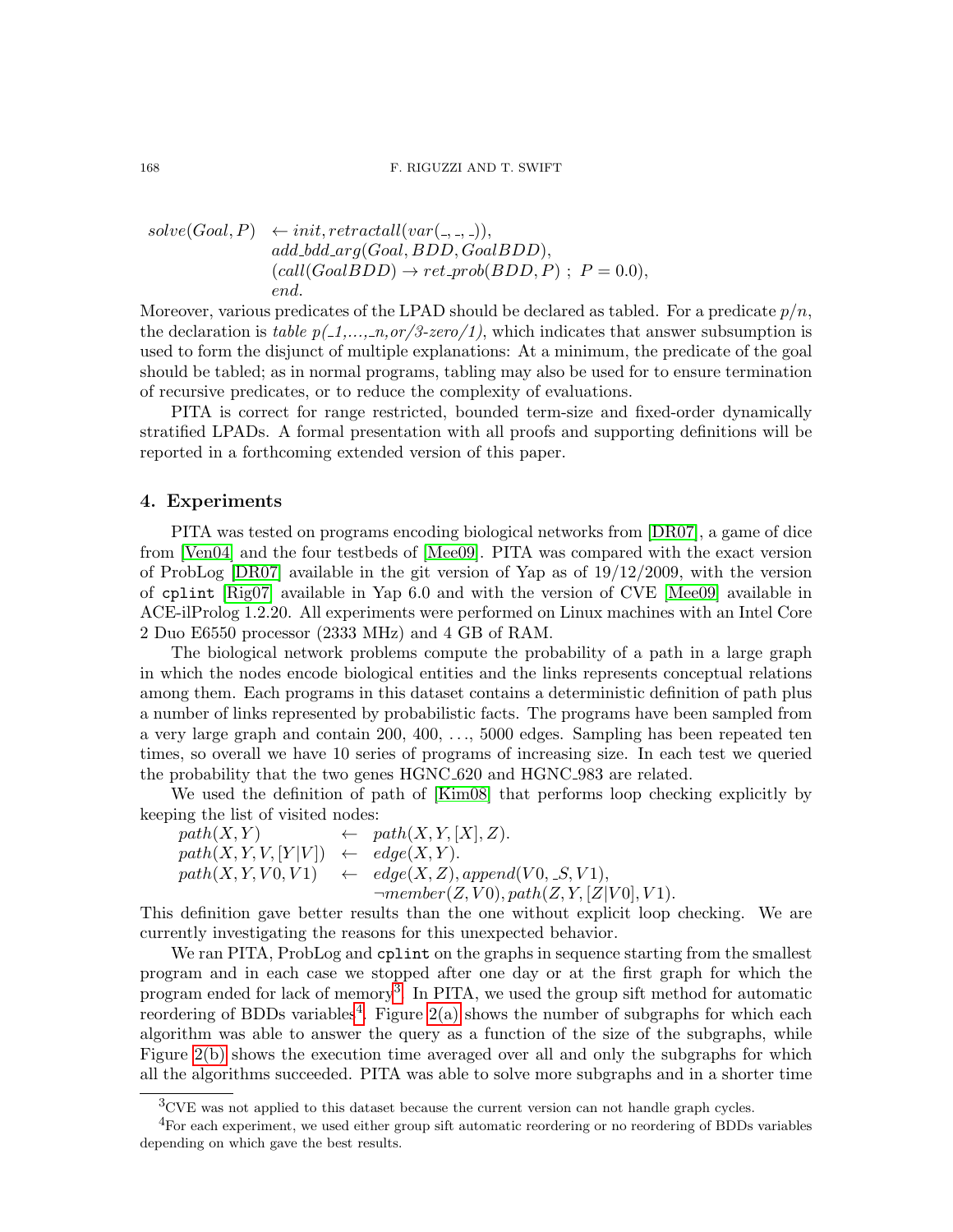$$
\begin{aligned}
solve(Goal, P) \;\; \leftarrow \;& init, retractall(var(\_,\_,\_)),\\
& add\_bdd\_arg(Goal, BDD, GoalBDD),\\
& (call(GoalBDD) \rightarrow ret\_prob(BDD, P) \;;\; P = 0.0),\\
& end.
\end{aligned}
$$

Moreover, various predicates of the LPAD should be declared as tabled. For a predicate $p/n$, the declaration is *table p(_1,...,_n,or/3-zero/1)*, which indicates that answer subsumption is used to form the disjunct of multiple explanations: At a minimum, the predicate of the goal should be tabled; as in normal programs, tabling may also be used for to ensure termination of recursive predicates, or to reduce the complexity of evaluations.

PITA is correct for range restricted, bounded term-size and fixed-order dynamically stratified LPADs. A formal presentation with all proofs and supporting definitions will be reported in a forthcoming extended version of this paper.

## 4. Experiments

PITA was tested on programs encoding biological networks from [DR07], a game of dice from [Ven04] and the four testbeds of [Mee09]. PITA was compared with the exact version of ProbLog [DR07] available in the git version of Yap as of 19/12/2009, with the version of `cplint` [Rig07] available in Yap 6.0 and with the version of CVE [Mee09] available in ACE-ilProlog 1.2.20. All experiments were performed on Linux machines with an Intel Core 2 Duo E6550 processor (2333 MHz) and 4 GB of RAM.

The biological network problems compute the probability of a path in a large graph in which the nodes encode biological entities and the links represents conceptual relations among them. Each programs in this dataset contains a deterministic definition of path plus a number of links represented by probabilistic facts. The programs have been sampled from a very large graph and contain 200, 400, ..., 5000 edges. Sampling has been repeated ten times, so overall we have 10 series of programs of increasing size. In each test we queried the probability that the two genes HGNC_620 and HGNC_983 are related.

We used the definition of path of [Kim08] that performs loop checking explicitly by keeping the list of visited nodes:

$$
\begin{aligned}
path(X, Y) \;&\leftarrow\; path(X, Y, [X], Z).\\
path(X, Y, V, [Y|V]) \;&\leftarrow\; edge(X, Y).\\
path(X, Y, V0, V1) \;&\leftarrow\; edge(X, Z), append(V0, \_S, V1),\\
&\qquad \neg member(Z, V0), path(Z, Y, [Z|V0], V1).
\end{aligned}
$$

This definition gave better results than the one without explicit loop checking. We are currently investigating the reasons for this unexpected behavior.

We ran PITA, ProbLog and `cplint` on the graphs in sequence starting from the smallest program and in each case we stopped after one day or at the first graph for which the program ended for lack of memory[3]. In PITA, we used the group sift method for automatic reordering of BDDs variables[4]. Figure 2(a) shows the number of subgraphs for which each algorithm was able to answer the query as a function of the size of the subgraphs, while Figure 2(b) shows the execution time averaged over all and only the subgraphs for which all the algorithms succeeded. PITA was able to solve more subgraphs and in a shorter time

[3]CVE was not applied to this dataset because the current version can not handle graph cycles.

[4]For each experiment, we used either group sift automatic reordering or no reordering of BDDs variables depending on which gave the best results.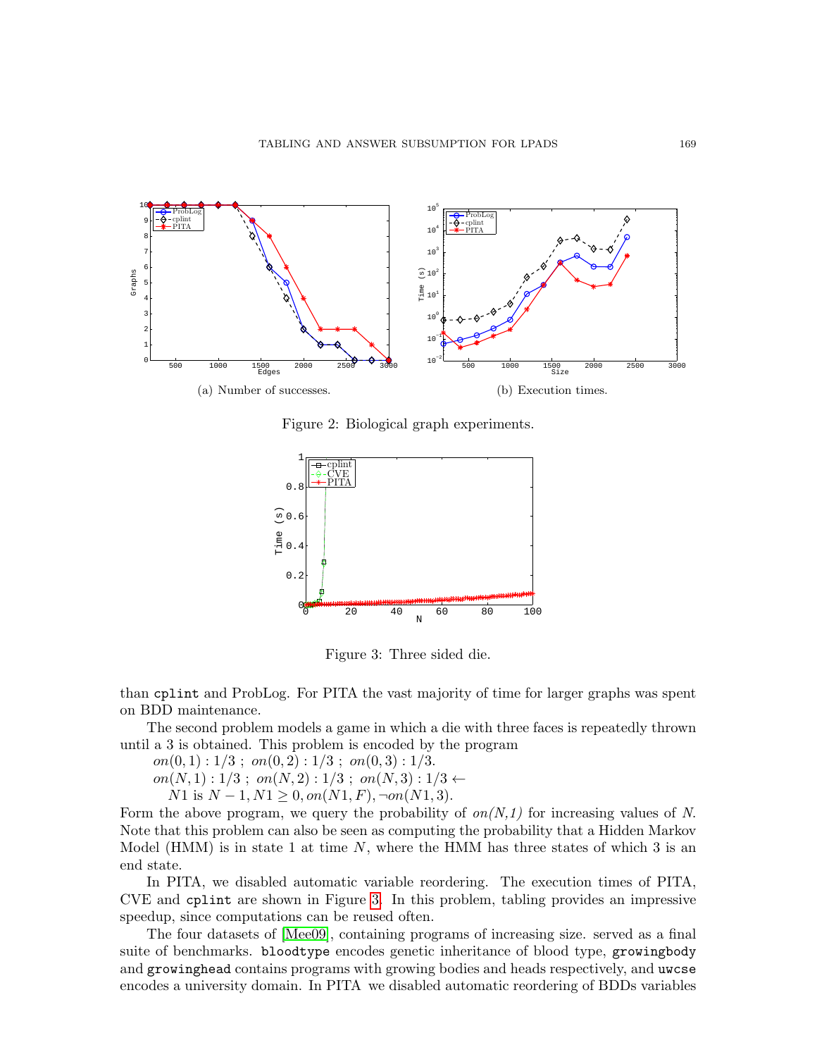(a) Number of successes.

(b) Execution times.

Figure 2: Biological graph experiments.

Figure 3: Three sided die.

than `cplint` and ProbLog. For PITA the vast majority of time for larger graphs was spent on BDD maintenance.

The second problem models a game in which a die with three faces is repeatedly thrown until a 3 is obtained. This problem is encoded by the program

$on(0, 1) : 1/3 \; ; \; on(0, 2) : 1/3 \; ; \; on(0, 3) : 1/3.$

$on(N, 1) : 1/3 \; ; \; on(N, 2) : 1/3 \; ; \; on(N, 3) : 1/3 \leftarrow$

$\quad N1 \text{ is } N - 1, N1 \geq 0, on(N1, F), \neg on(N1, 3).$

Form the above program, we query the probability of *on(N,1)* for increasing values of *N*. Note that this problem can also be seen as computing the probability that a Hidden Markov Model (HMM) is in state 1 at time *N*, where the HMM has three states of which 3 is an end state.

In PITA, we disabled automatic variable reordering. The execution times of PITA, CVE and `cplint` are shown in Figure 3. In this problem, tabling provides an impressive speedup, since computations can be reused often.

The four datasets of [Mee09], containing programs of increasing size. served as a final suite of benchmarks. `bloodtype` encodes genetic inheritance of blood type, `growingbody` and `growinghead` contains programs with growing bodies and heads respectively, and `uwcse` encodes a university domain. In PITA we disabled automatic reordering of BDDs variables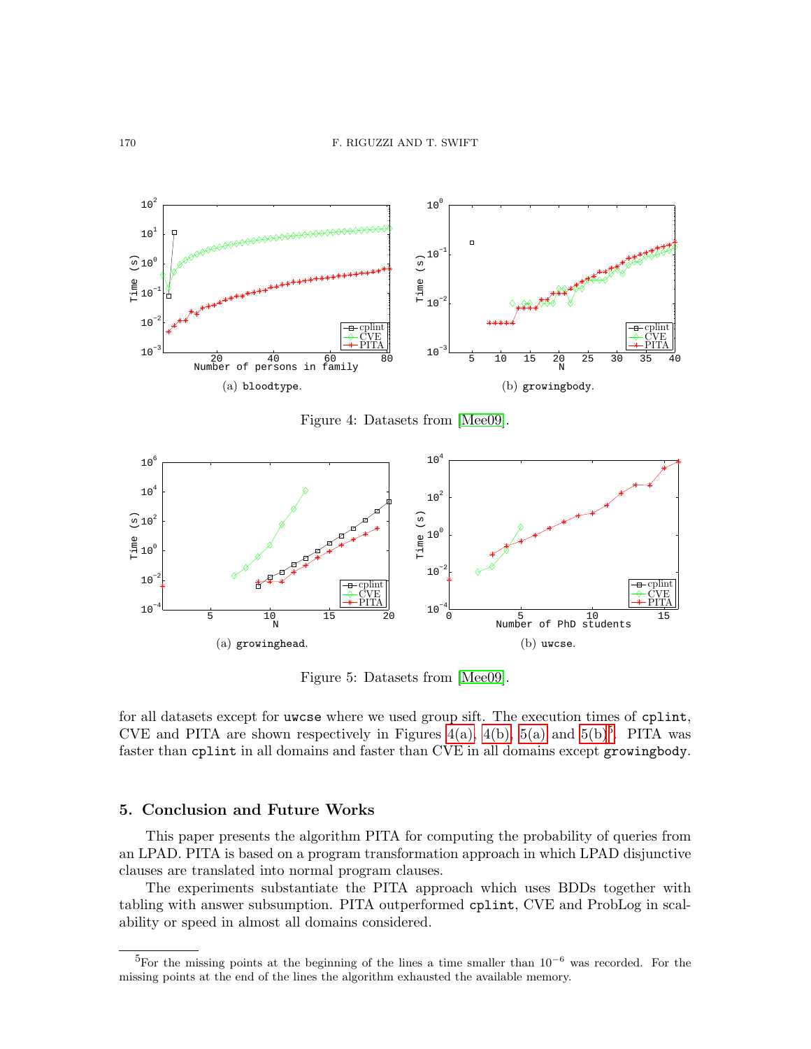(a) bloodtype.

(b) growingbody.

Figure 4: Datasets from [Mee09].

(a) growinghead.

(b) uwcse.

Figure 5: Datasets from [Mee09].

for all datasets except for uwcse where we used group sift. The execution times of cplint, CVE and PITA are shown respectively in Figures 4(a), 4(b), 5(a) and 5(b)[5]. PITA was faster than cplint in all domains and faster than CVE in all domains except growingbody.

## 5. Conclusion and Future Works

This paper presents the algorithm PITA for computing the probability of queries from an LPAD. PITA is based on a program transformation approach in which LPAD disjunctive clauses are translated into normal program clauses.

The experiments substantiate the PITA approach which uses BDDs together with tabling with answer subsumption. PITA outperformed cplint, CVE and ProbLog in scalability or speed in almost all domains considered.

---

[5]For the missing points at the beginning of the lines a time smaller than $10^{-6}$ was recorded. For the missing points at the end of the lines the algorithm exhausted the available memory.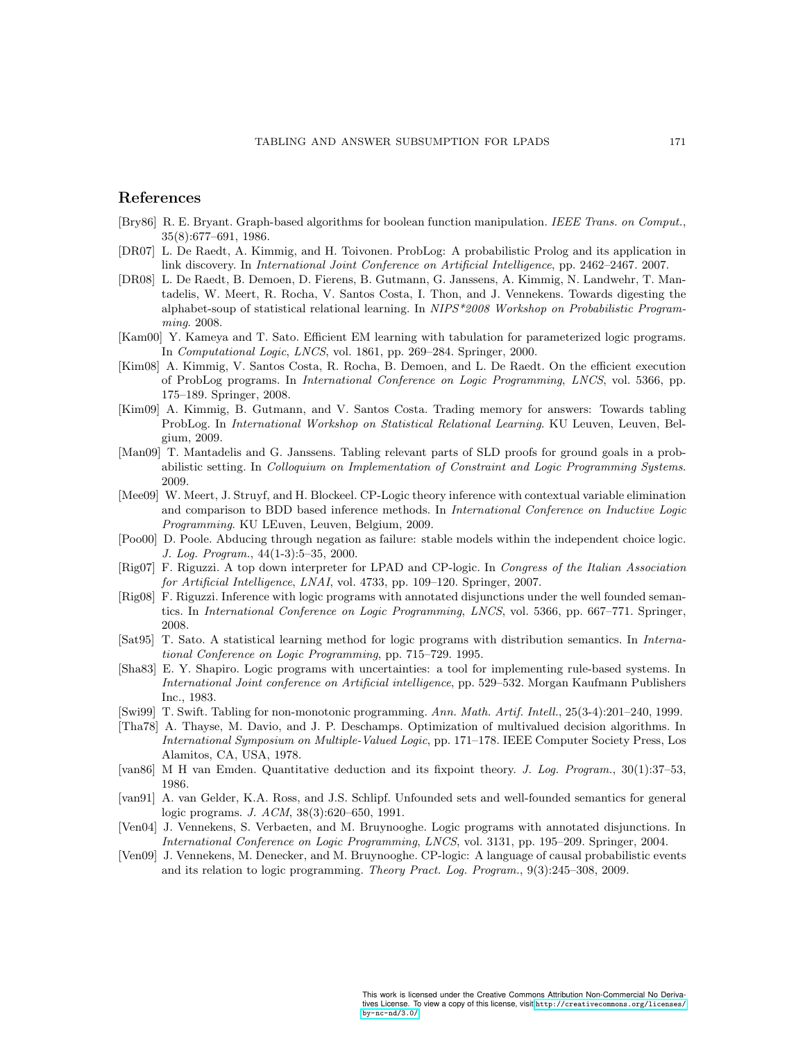## References

[Bry86] R. E. Bryant. Graph-based algorithms for boolean function manipulation. *IEEE Trans. on Comput.*, 35(8):677–691, 1986.

[DR07] L. De Raedt, A. Kimmig, and H. Toivonen. ProbLog: A probabilistic Prolog and its application in link discovery. In *International Joint Conference on Artificial Intelligence*, pp. 2462–2467. 2007.

[DR08] L. De Raedt, B. Demoen, D. Fierens, B. Gutmann, G. Janssens, A. Kimmig, N. Landwehr, T. Mantadelis, W. Meert, R. Rocha, V. Santos Costa, I. Thon, and J. Vennekens. Towards digesting the alphabet-soup of statistical relational learning. In *NIPS\*2008 Workshop on Probabilistic Programming*. 2008.

[Kam00] Y. Kameya and T. Sato. Efficient EM learning with tabulation for parameterized logic programs. In *Computational Logic*, *LNCS*, vol. 1861, pp. 269–284. Springer, 2000.

[Kim08] A. Kimmig, V. Santos Costa, R. Rocha, B. Demoen, and L. De Raedt. On the efficient execution of ProbLog programs. In *International Conference on Logic Programming*, *LNCS*, vol. 5366, pp. 175–189. Springer, 2008.

[Kim09] A. Kimmig, B. Gutmann, and V. Santos Costa. Trading memory for answers: Towards tabling ProbLog. In *International Workshop on Statistical Relational Learning*. KU Leuven, Leuven, Belgium, 2009.

[Man09] T. Mantadelis and G. Janssens. Tabling relevant parts of SLD proofs for ground goals in a probabilistic setting. In *Colloquium on Implementation of Constraint and Logic Programming Systems*. 2009.

[Mee09] W. Meert, J. Struyf, and H. Blockeel. CP-Logic theory inference with contextual variable elimination and comparison to BDD based inference methods. In *International Conference on Inductive Logic Programming*. KU LEuven, Leuven, Belgium, 2009.

[Poo00] D. Poole. Abducing through negation as failure: stable models within the independent choice logic. *J. Log. Program.*, 44(1-3):5–35, 2000.

[Rig07] F. Riguzzi. A top down interpreter for LPAD and CP-logic. In *Congress of the Italian Association for Artificial Intelligence*, *LNAI*, vol. 4733, pp. 109–120. Springer, 2007.

[Rig08] F. Riguzzi. Inference with logic programs with annotated disjunctions under the well founded semantics. In *International Conference on Logic Programming*, *LNCS*, vol. 5366, pp. 667–771. Springer, 2008.

[Sat95] T. Sato. A statistical learning method for logic programs with distribution semantics. In *International Conference on Logic Programming*, pp. 715–729. 1995.

[Sha83] E. Y. Shapiro. Logic programs with uncertainties: a tool for implementing rule-based systems. In *International Joint conference on Artificial intelligence*, pp. 529–532. Morgan Kaufmann Publishers Inc., 1983.

[Swi99] T. Swift. Tabling for non-monotonic programming. *Ann. Math. Artif. Intell.*, 25(3-4):201–240, 1999.

[Tha78] A. Thayse, M. Davio, and J. P. Deschamps. Optimization of multivalued decision algorithms. In *International Symposium on Multiple-Valued Logic*, pp. 171–178. IEEE Computer Society Press, Los Alamitos, CA, USA, 1978.

[van86] M H van Emden. Quantitative deduction and its fixpoint theory. *J. Log. Program.*, 30(1):37–53, 1986.

[van91] A. van Gelder, K.A. Ross, and J.S. Schlipf. Unfounded sets and well-founded semantics for general logic programs. *J. ACM*, 38(3):620–650, 1991.

[Ven04] J. Vennekens, S. Verbaeten, and M. Bruynooghe. Logic programs with annotated disjunctions. In *International Conference on Logic Programming*, *LNCS*, vol. 3131, pp. 195–209. Springer, 2004.

[Ven09] J. Vennekens, M. Denecker, and M. Bruynooghe. CP-logic: A language of causal probabilistic events and its relation to logic programming. *Theory Pract. Log. Program.*, 9(3):245–308, 2009.

This work is licensed under the Creative Commons Attribution Non-Commercial No Derivatives License. To view a copy of this license, visit http://creativecommons.org/licenses/by-nc-nd/3.0/.